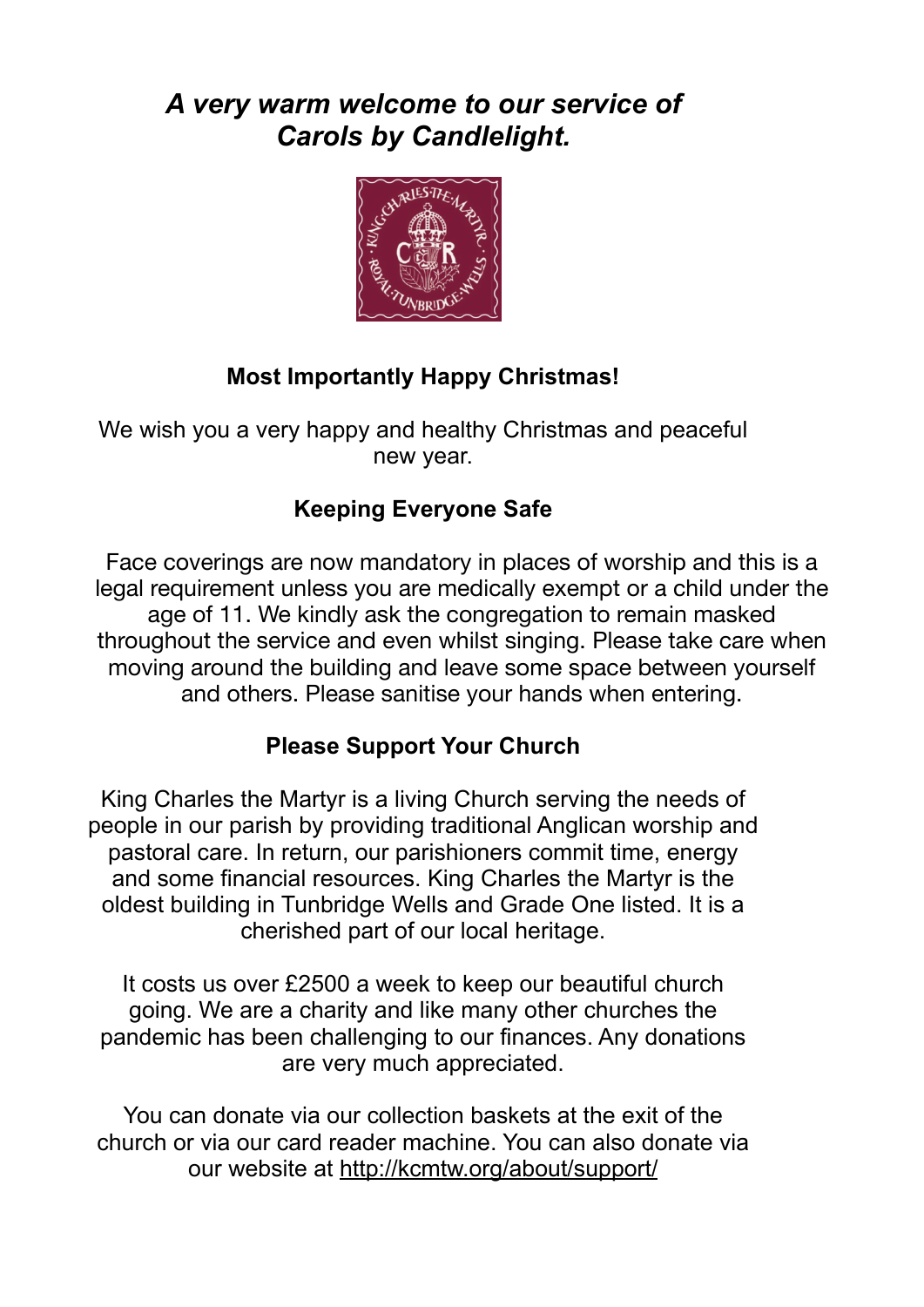## *A very warm welcome to our service of Carols by Candlelight.*

### Most Importantly Happy Christmas!

We wish you a very happy and healthy Christmas and peaceful new year.

### Keeping Everyone Safe

Face coverings are now mandatory in places of worship and this is a legal requirement unless you are medically exempt or a child under the age of 11. We kindly ask the congregation to remain masked throughout the service and even whilst singing. Please take care when moving around the building and leave some space between yourself and others. Please sanitise your hands when entering.

### Please Support Your Church

King Charles the Martyr is a living Church serving the needs of people in our parish by providing traditional Anglican worship and pastoral care. In return, our parishioners commit time, energy and some financial resources. King Charles the Martyr is the oldest building in Tunbridge Wells and Grade One listed. It is a cherished part of our local heritage.

It costs us over £2500 a week to keep our beautiful church going. We are a charity and like many other churches the pandemic has been challenging to our finances. Any donations are very much appreciated.

You can donate via our collection baskets at the exit of the church or via our card reader machine. You can also donate via our website at http://kcmtw.org/about/support/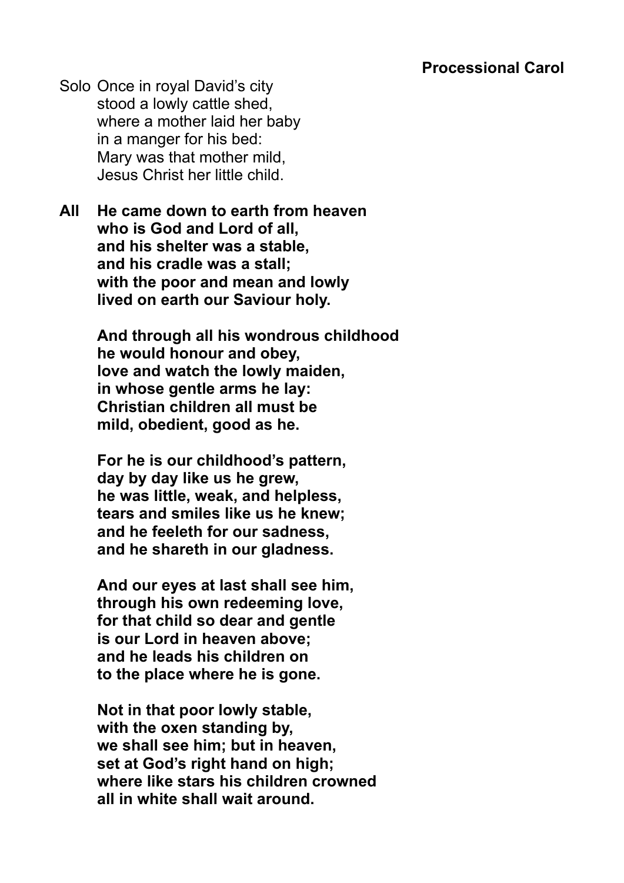### Processional Carol

Solo Once in royal David's city
stood a lowly cattle shed,
where a mother laid her baby
in a manger for his bed:
Mary was that mother mild,
Jesus Christ her little child.

**All He came down to earth from heaven**
**who is God and Lord of all,**
**and his shelter was a stable,**
**and his cradle was a stall;**
**with the poor and mean and lowly**
**lived on earth our Saviour holy.**

**And through all his wondrous childhood**
**he would honour and obey,**
**love and watch the lowly maiden,**
**in whose gentle arms he lay:**
**Christian children all must be**
**mild, obedient, good as he.**

**For he is our childhood's pattern,**
**day by day like us he grew,**
**he was little, weak, and helpless,**
**tears and smiles like us he knew;**
**and he feeleth for our sadness,**
**and he shareth in our gladness.**

**And our eyes at last shall see him,**
**through his own redeeming love,**
**for that child so dear and gentle**
**is our Lord in heaven above;**
**and he leads his children on**
**to the place where he is gone.**

**Not in that poor lowly stable,**
**with the oxen standing by,**
**we shall see him; but in heaven,**
**set at God's right hand on high;**
**where like stars his children crowned**
**all in white shall wait around.**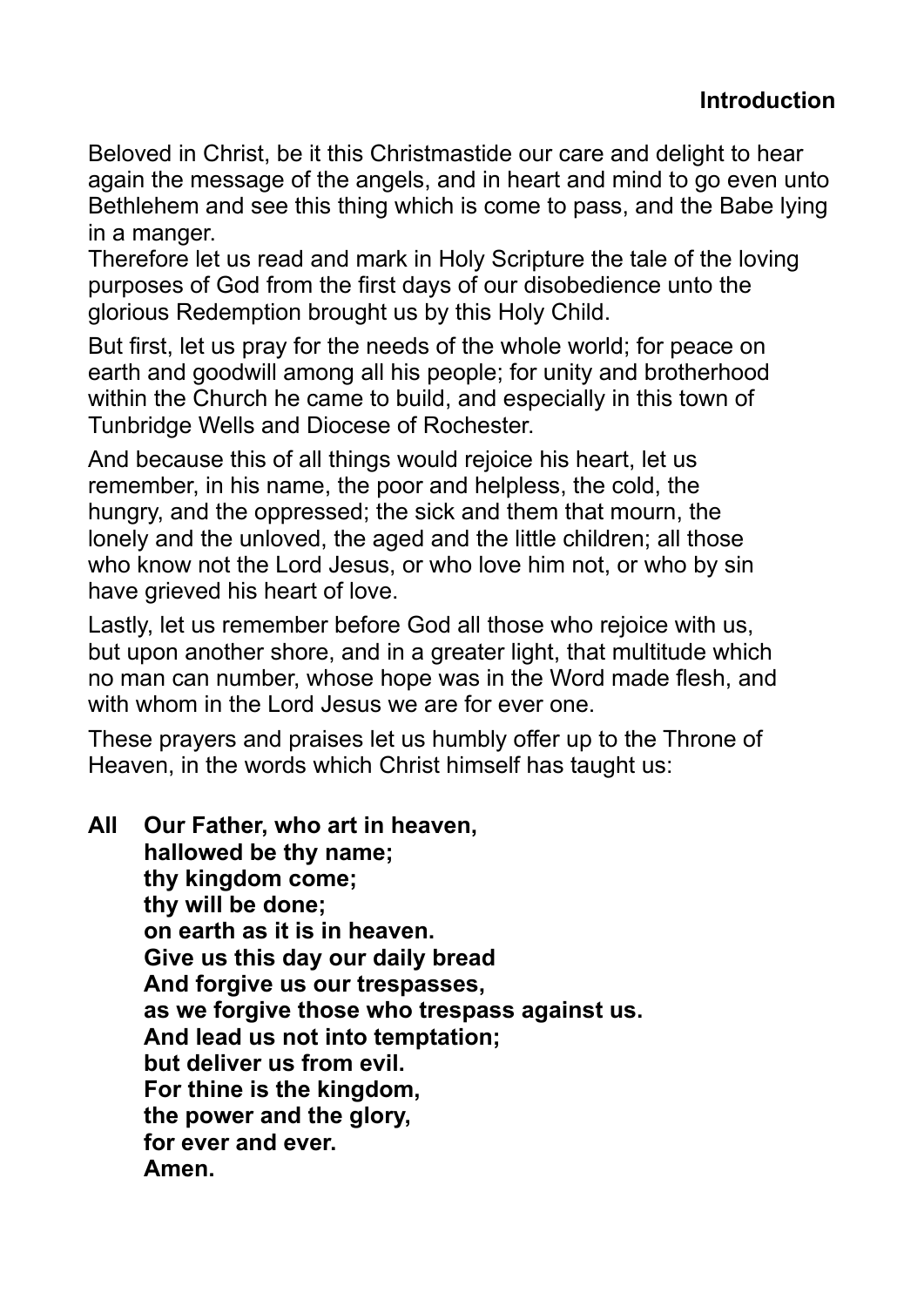## Introduction

Beloved in Christ, be it this Christmastide our care and delight to hear again the message of the angels, and in heart and mind to go even unto Bethlehem and see this thing which is come to pass, and the Babe lying in a manger.
Therefore let us read and mark in Holy Scripture the tale of the loving purposes of God from the first days of our disobedience unto the glorious Redemption brought us by this Holy Child.

But first, let us pray for the needs of the whole world; for peace on earth and goodwill among all his people; for unity and brotherhood within the Church he came to build, and especially in this town of Tunbridge Wells and Diocese of Rochester.

And because this of all things would rejoice his heart, let us remember, in his name, the poor and helpless, the cold, the hungry, and the oppressed; the sick and them that mourn, the lonely and the unloved, the aged and the little children; all those who know not the Lord Jesus, or who love him not, or who by sin have grieved his heart of love.

Lastly, let us remember before God all those who rejoice with us, but upon another shore, and in a greater light, that multitude which no man can number, whose hope was in the Word made flesh, and with whom in the Lord Jesus we are for ever one.

These prayers and praises let us humbly offer up to the Throne of Heaven, in the words which Christ himself has taught us:

**All** **Our Father, who art in heaven,**
**hallowed be thy name;**
**thy kingdom come;**
**thy will be done;**
**on earth as it is in heaven.**
**Give us this day our daily bread**
**And forgive us our trespasses,**
**as we forgive those who trespass against us.**
**And lead us not into temptation;**
**but deliver us from evil.**
**For thine is the kingdom,**
**the power and the glory,**
**for ever and ever.**
**Amen.**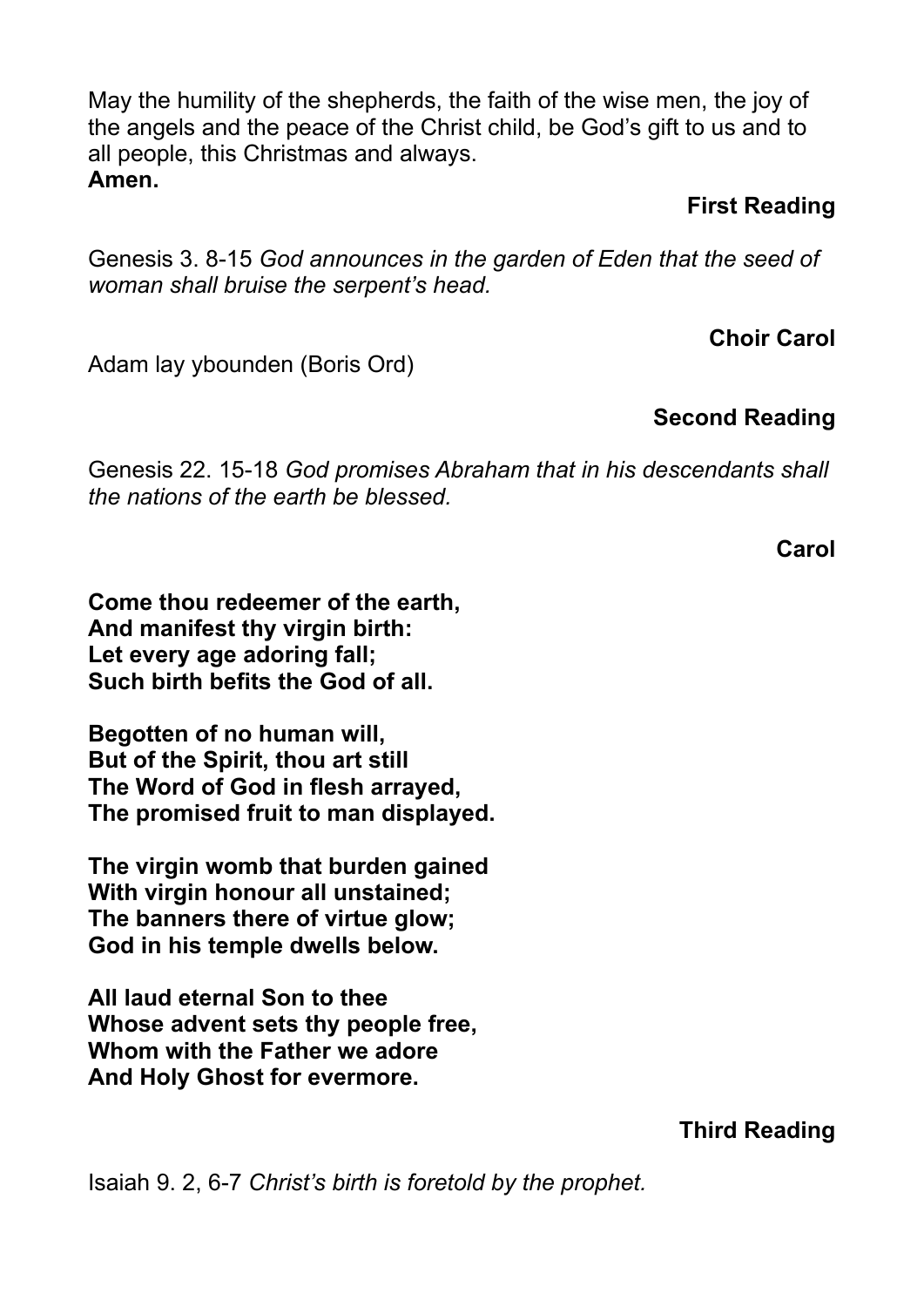May the humility of the shepherds, the faith of the wise men, the joy of the angels and the peace of the Christ child, be God's gift to us and to all people, this Christmas and always.
**Amen.**

**First Reading**

Genesis 3. 8-15 *God announces in the garden of Eden that the seed of woman shall bruise the serpent's head.*

**Choir Carol**

Adam lay ybounden (Boris Ord)

**Second Reading**

Genesis 22. 15-18 *God promises Abraham that in his descendants shall the nations of the earth be blessed.*

**Carol**

**Come thou redeemer of the earth,**
**And manifest thy virgin birth:**
**Let every age adoring fall;**
**Such birth befits the God of all.**

**Begotten of no human will,**
**But of the Spirit, thou art still**
**The Word of God in flesh arrayed,**
**The promised fruit to man displayed.**

**The virgin womb that burden gained**
**With virgin honour all unstained;**
**The banners there of virtue glow;**
**God in his temple dwells below.**

**All laud eternal Son to thee**
**Whose advent sets thy people free,**
**Whom with the Father we adore**
**And Holy Ghost for evermore.**

**Third Reading**

Isaiah 9. 2, 6-7 *Christ's birth is foretold by the prophet.*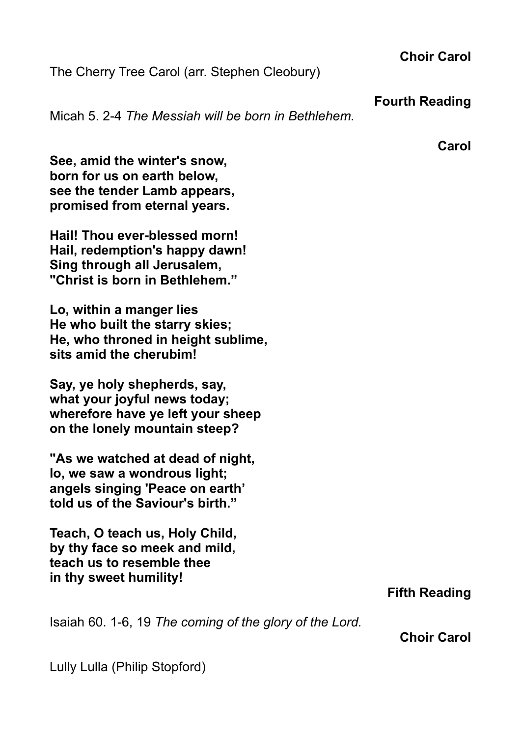**Choir Carol**

The Cherry Tree Carol (arr. Stephen Cleobury)

**Fourth Reading**

Micah 5. 2-4 *The Messiah will be born in Bethlehem.*

**Carol**

**See, amid the winter's snow,**
**born for us on earth below,**
**see the tender Lamb appears,**
**promised from eternal years.**

**Hail! Thou ever-blessed morn!**
**Hail, redemption's happy dawn!**
**Sing through all Jerusalem,**
**"Christ is born in Bethlehem."**

**Lo, within a manger lies**
**He who built the starry skies;**
**He, who throned in height sublime,**
**sits amid the cherubim!**

**Say, ye holy shepherds, say,**
**what your joyful news today;**
**wherefore have ye left your sheep**
**on the lonely mountain steep?**

**"As we watched at dead of night,**
**lo, we saw a wondrous light;**
**angels singing 'Peace on earth'**
**told us of the Saviour's birth."**

**Teach, O teach us, Holy Child,**
**by thy face so meek and mild,**
**teach us to resemble thee**
**in thy sweet humility!**

**Fifth Reading**

Isaiah 60. 1-6, 19 *The coming of the glory of the Lord.*

**Choir Carol**

Lully Lulla (Philip Stopford)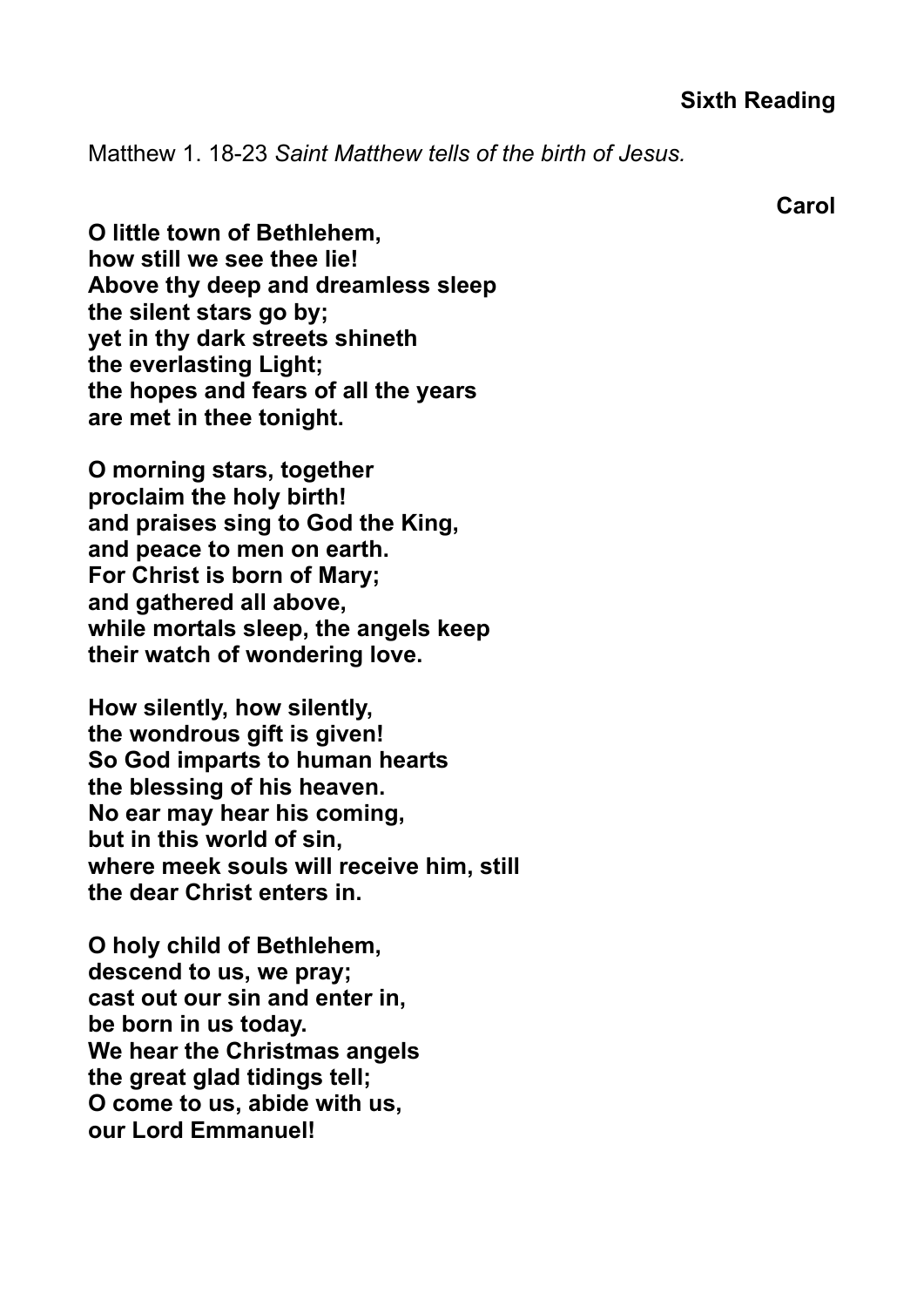**Sixth Reading**

Matthew 1. 18-23 *Saint Matthew tells of the birth of Jesus.*

**Carol**

**O little town of Bethlehem,**
**how still we see thee lie!**
**Above thy deep and dreamless sleep**
**the silent stars go by;**
**yet in thy dark streets shineth**
**the everlasting Light;**
**the hopes and fears of all the years**
**are met in thee tonight.**

**O morning stars, together**
**proclaim the holy birth!**
**and praises sing to God the King,**
**and peace to men on earth.**
**For Christ is born of Mary;**
**and gathered all above,**
**while mortals sleep, the angels keep**
**their watch of wondering love.**

**How silently, how silently,**
**the wondrous gift is given!**
**So God imparts to human hearts**
**the blessing of his heaven.**
**No ear may hear his coming,**
**but in this world of sin,**
**where meek souls will receive him, still**
**the dear Christ enters in.**

**O holy child of Bethlehem,**
**descend to us, we pray;**
**cast out our sin and enter in,**
**be born in us today.**
**We hear the Christmas angels**
**the great glad tidings tell;**
**O come to us, abide with us,**
**our Lord Emmanuel!**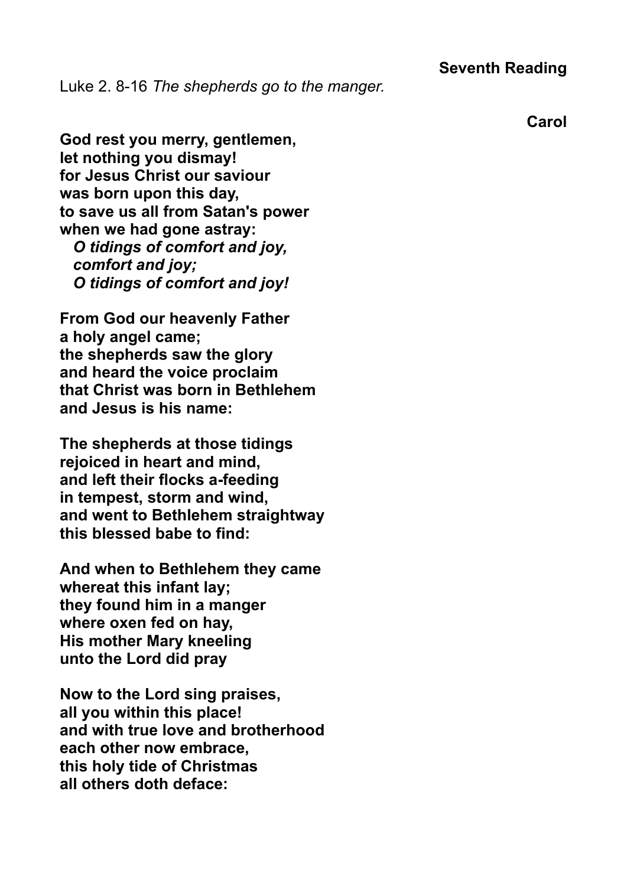**Seventh Reading**

Luke 2. 8-16 *The shepherds go to the manger.*

**Carol**

**God rest you merry, gentlemen,**
**let nothing you dismay!**
**for Jesus Christ our saviour**
**was born upon this day,**
**to save us all from Satan's power**
**when we had gone astray:**
***O tidings of comfort and joy,***
***comfort and joy;***
***O tidings of comfort and joy!***

**From God our heavenly Father**
**a holy angel came;**
**the shepherds saw the glory**
**and heard the voice proclaim**
**that Christ was born in Bethlehem**
**and Jesus is his name:**

**The shepherds at those tidings**
**rejoiced in heart and mind,**
**and left their flocks a-feeding**
**in tempest, storm and wind,**
**and went to Bethlehem straightway**
**this blessed babe to find:**

**And when to Bethlehem they came**
**whereat this infant lay;**
**they found him in a manger**
**where oxen fed on hay,**
**His mother Mary kneeling**
**unto the Lord did pray**

**Now to the Lord sing praises,**
**all you within this place!**
**and with true love and brotherhood**
**each other now embrace,**
**this holy tide of Christmas**
**all others doth deface:**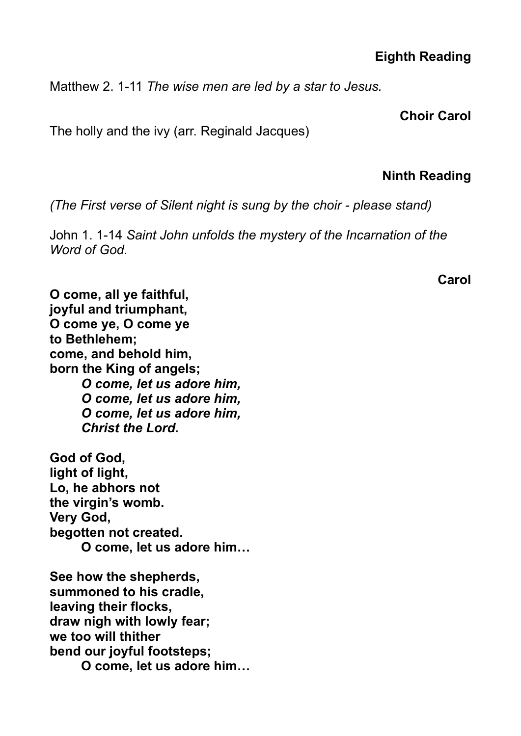**Eighth Reading**

Matthew 2. 1-11 *The wise men are led by a star to Jesus.*

**Choir Carol**

The holly and the ivy (arr. Reginald Jacques)

**Ninth Reading**

*(The First verse of Silent night is sung by the choir - please stand)*

John 1. 1-14 *Saint John unfolds the mystery of the Incarnation of the Word of God.*

**Carol**

**O come, all ye faithful,**
**joyful and triumphant,**
**O come ye, O come ye**
**to Bethlehem;**
**come, and behold him,**
**born the King of angels;**
***O come, let us adore him,***
***O come, let us adore him,***
***O come, let us adore him,***
***Christ the Lord.***

**God of God,**
**light of light,**
**Lo, he abhors not**
**the virgin's womb.**
**Very God,**
**begotten not created.**
**O come, let us adore him…**

**See how the shepherds,**
**summoned to his cradle,**
**leaving their flocks,**
**draw nigh with lowly fear;**
**we too will thither**
**bend our joyful footsteps;**
**O come, let us adore him…**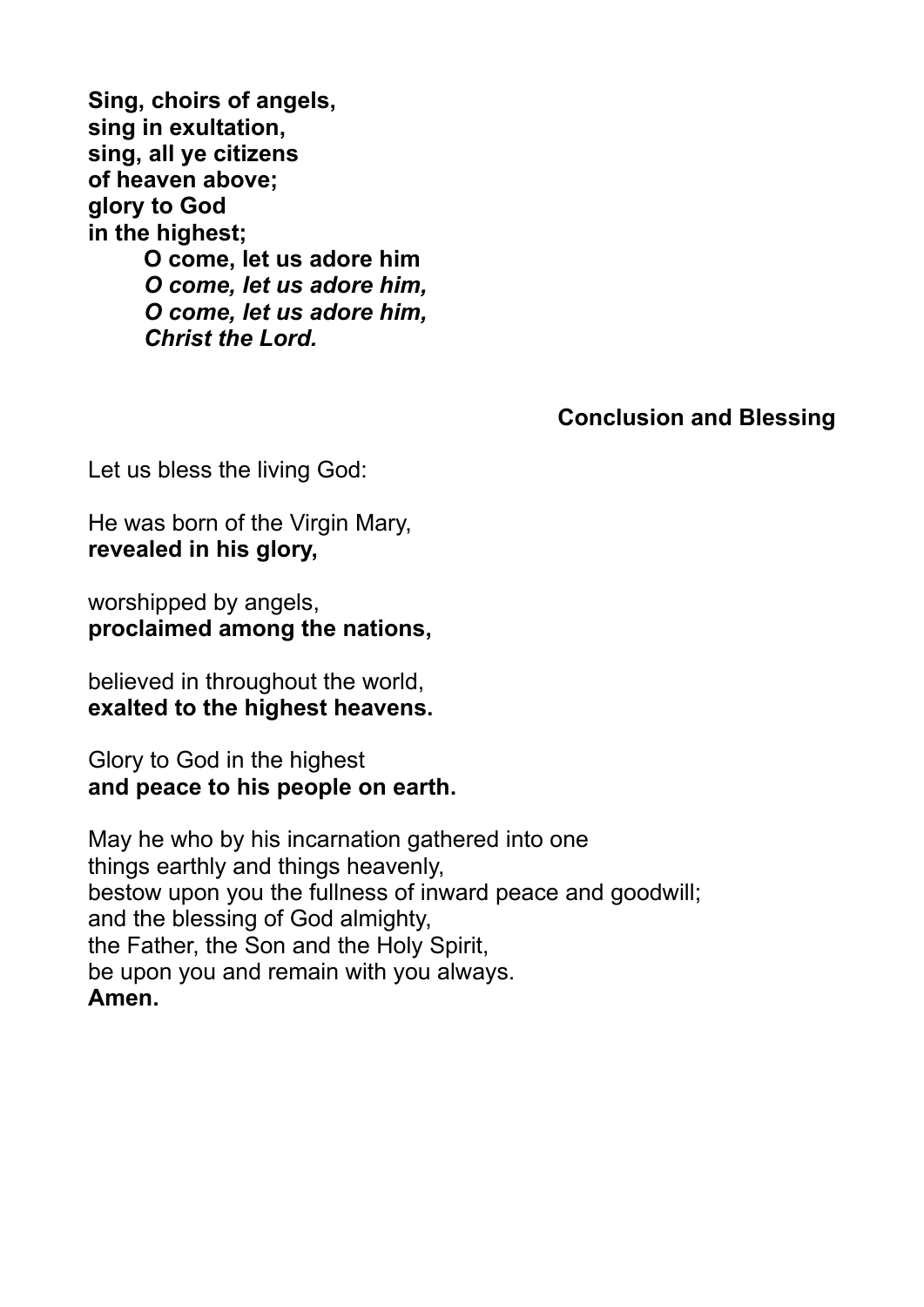**Sing, choirs of angels,**
**sing in exultation,**
**sing, all ye citizens**
**of heaven above;**
**glory to God**
**in the highest;**

> **O come, let us adore him**
> ***O come, let us adore him,***
> ***O come, let us adore him,***
> ***Christ the Lord.***

## Conclusion and Blessing

Let us bless the living God:

He was born of the Virgin Mary,
**revealed in his glory,**

worshipped by angels,
**proclaimed among the nations,**

believed in throughout the world,
**exalted to the highest heavens.**

Glory to God in the highest
**and peace to his people on earth.**

May he who by his incarnation gathered into one
things earthly and things heavenly,
bestow upon you the fullness of inward peace and goodwill;
and the blessing of God almighty,
the Father, the Son and the Holy Spirit,
be upon you and remain with you always.
**Amen.**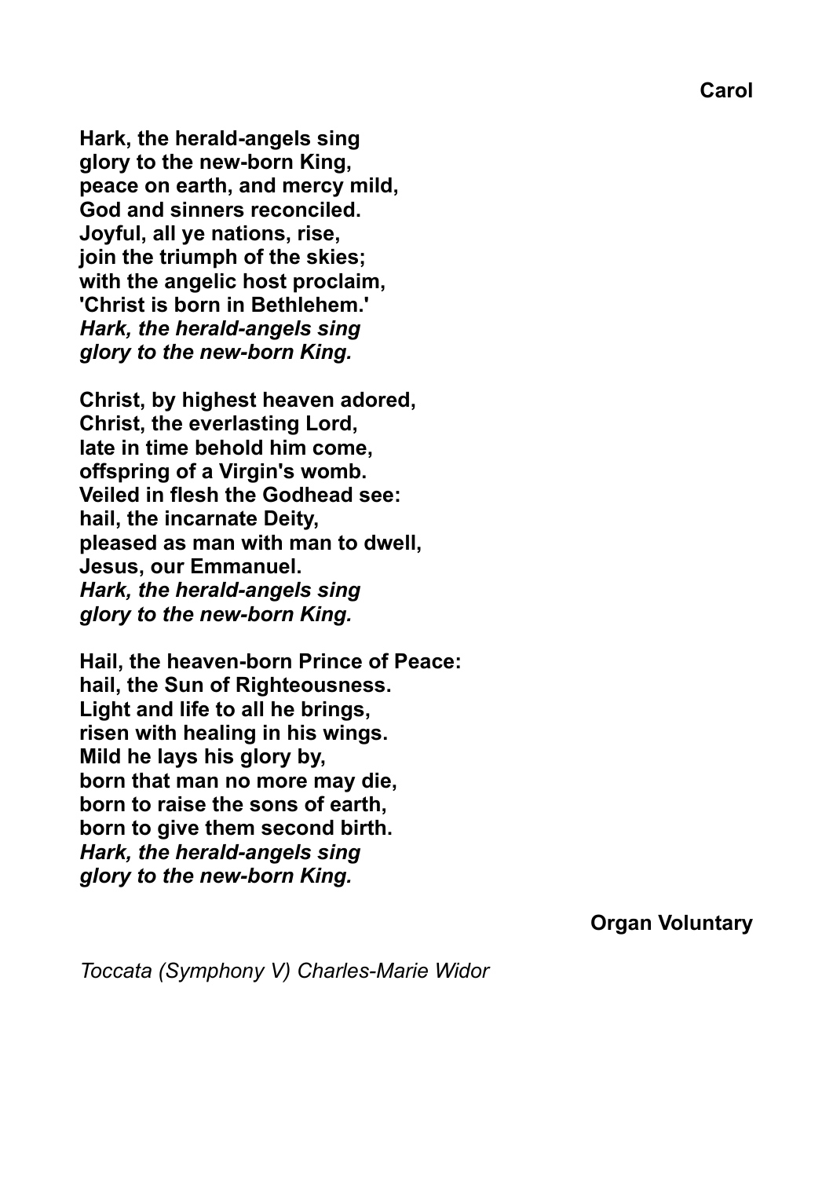**Carol**

**Hark, the herald-angels sing**
**glory to the new-born King,**
**peace on earth, and mercy mild,**
**God and sinners reconciled.**
**Joyful, all ye nations, rise,**
**join the triumph of the skies;**
**with the angelic host proclaim,**
**'Christ is born in Bethlehem.'**
***Hark, the herald-angels sing***
***glory to the new-born King.***

**Christ, by highest heaven adored,**
**Christ, the everlasting Lord,**
**late in time behold him come,**
**offspring of a Virgin's womb.**
**Veiled in flesh the Godhead see:**
**hail, the incarnate Deity,**
**pleased as man with man to dwell,**
**Jesus, our Emmanuel.**
***Hark, the herald-angels sing***
***glory to the new-born King.***

**Hail, the heaven-born Prince of Peace:**
**hail, the Sun of Righteousness.**
**Light and life to all he brings,**
**risen with healing in his wings.**
**Mild he lays his glory by,**
**born that man no more may die,**
**born to raise the sons of earth,**
**born to give them second birth.**
***Hark, the herald-angels sing***
***glory to the new-born King.***

**Organ Voluntary**

*Toccata (Symphony V) Charles-Marie Widor*